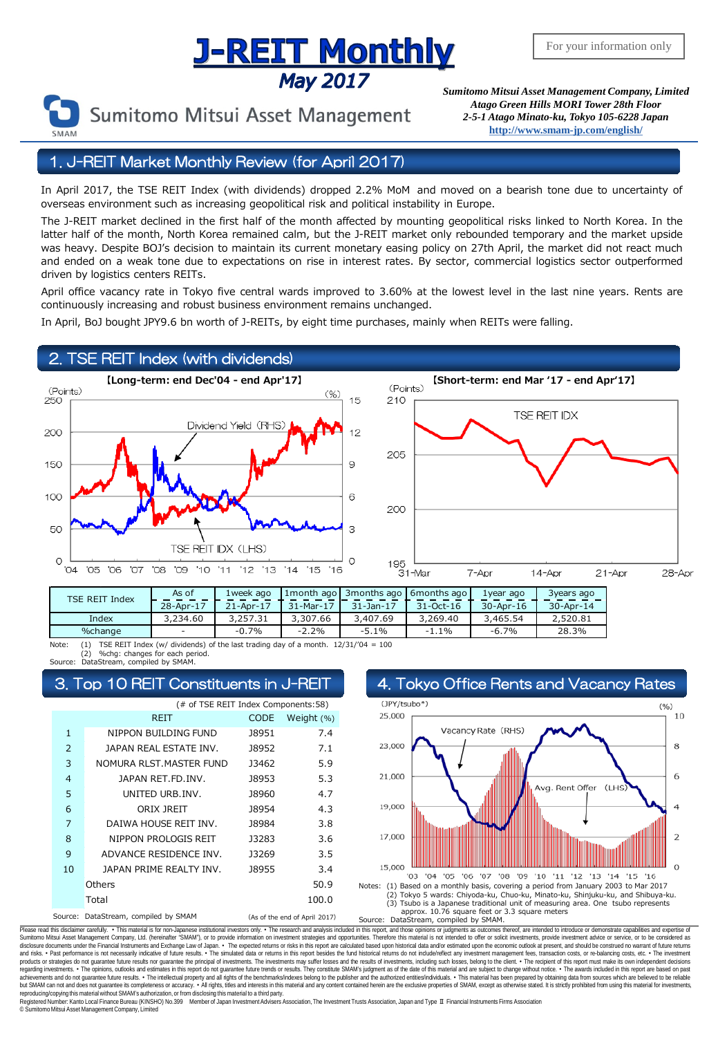# J-REIT Monthly

## May 2017

For your information only

Sumitomo Mitsui Asset Management

*Sumitomo Mitsui Asset Management Company, Limited*
*Atago Green Hills MORI Tower 28th Floor*
*2-5-1 Atago Minato-ku, Tokyo 105-6228 Japan*
**http://www.smam-jp.com/english/**

## 1. J-REIT Market Monthly Review (for April 2017)

In April 2017, the TSE REIT Index (with dividends) dropped 2.2% MoM and moved on a bearish tone due to uncertainty of overseas environment such as increasing geopolitical risk and political instability in Europe.

The J-REIT market declined in the first half of the month affected by mounting geopolitical risks linked to North Korea. In the latter half of the month, North Korea remained calm, but the J-REIT market only rebounded temporary and the market upside was heavy. Despite BOJ's decision to maintain its current monetary easing policy on 27th April, the market did not react much and ended on a weak tone due to expectations on rise in interest rates. By sector, commercial logistics sector outperformed driven by logistics centers REITs.

April office vacancy rate in Tokyo five central wards improved to 3.60% at the lowest level in the last nine years. Rents are continuously increasing and robust business environment remains unchanged.

In April, BoJ bought JPY9.6 bn worth of J-REITs, by eight time purchases, mainly when REITs were falling.

## 2. TSE REIT Index (with dividends)

【Long-term: end Dec'04 - end Apr'17】 【Short-term: end Mar '17 - end Apr'17】

| TSE REIT Index | As of<br>28-Apr-17 | 1week ago<br>21-Apr-17 | 1month ago<br>31-Mar-17 | 3months ago<br>31-Jan-17 | 6months ago<br>31-Oct-16 | 1year ago<br>30-Apr-16 | 3years ago<br>30-Apr-14 |
|---|---|---|---|---|---|---|---|
| Index | 3,234.60 | 3,257.31 | 3,307.66 | 3,407.69 | 3,269.40 | 3,465.54 | 2,520.81 |
| %change | - | -0.7% | -2.2% | -5.1% | -1.1% | -6.7% | 28.3% |

Note: (1) TSE REIT Index (w/ dividends) of the last trading day of a month. 12/31/'04 = 100
(2) %chg: changes for each period.
Source: DataStream, compiled by SMAM.

## 3. Top 10 REIT Constituents in J-REIT

(# of TSE REIT Index Components:58)

| | REIT | CODE | Weight (%) |
|---|---|---|---|
| 1 | NIPPON BUILDING FUND | J8951 | 7.4 |
| 2 | JAPAN REAL ESTATE INV. | J8952 | 7.1 |
| 3 | NOMURA RLST.MASTER FUND | J3462 | 5.9 |
| 4 | JAPAN RET.FD.INV. | J8953 | 5.3 |
| 5 | UNITED URB.INV. | J8960 | 4.7 |
| 6 | ORIX JREIT | J8954 | 4.3 |
| 7 | DAIWA HOUSE REIT INV. | J8984 | 3.8 |
| 8 | NIPPON PROLOGIS REIT | J3283 | 3.6 |
| 9 | ADVANCE RESIDENCE INV. | J3269 | 3.5 |
| 10 | JAPAN PRIME REALTY INV. | J8955 | 3.4 |
| | Others | | 50.9 |
| | Total | | 100.0 |

Source: DataStream, compiled by SMAM (As of the end of April 2017)

## 4. Tokyo Office Rents and Vacancy Rates

Notes: (1) Based on a monthly basis, covering a period from January 2003 to Mar 2017
(2) Tokyo 5 wards: Chiyoda-ku, Chuo-ku, Minato-ku, Shinjuku-ku, and Shibuya-ku.
(3) Tsubo is a Japanese traditional unit of measuring area. One tsubo represents approx. 10.76 square feet or 3.3 square meters
Source: DataStream, compiled by SMAM.

Please read this disclaimer carefully. • This material is for non-Japanese institutional investors only. • The research and analysis included in this report, and those opinions or judgments as outcomes thereof, are intended to introduce or demonstrate capabilities and expertise of Sumitomo Mitsui Asset Management Company, Ltd. (hereinafter "SMAM"), or to provide information on investment strategies and opportunities. Therefore this material is not intended to offer or solicit investments, provide investment advice or service, or to be considered as disclosure documents under the Financial Instruments and Exchange Law of Japan. • The expected returns or risks in this report are calculated based upon historical data and/or estimated upon the economic outlook at present, and should be construed no warrant of future returns and risks. • Past performance is not necessarily indicative of future results. • The simulated data or returns in this report besides the fund historical returns do not include/reflect any investment management fees, transaction costs, or re-balancing costs, etc. • The investment products or strategies do not guarantee future results nor guarantee the principal of investments. The investments may suffer losses and the results of investments, including such losses, belong to the client. • The recipient of this report must make its own independent decisions regarding investments. • The opinions, outlooks and estimates in this report do not guarantee future trends or results. They constitute SMAM's judgment as of the date of this material and are subject to change without notice. • The awards included in this report are based on past achievements and do not guarantee future results. • The intellectual property and all rights of the benchmarks/indexes belong to the publisher and the authorized entities/individuals. • This material has been prepared by obtaining data from sources which are believed to be reliable but SMAM can not and does not guarantee its completeness or accuracy. • All rights, titles and interests in this material and any content contained herein are the exclusive properties of SMAM, except as otherwise stated. It is strictly prohibited from using this material for investments, reproducing/copying this material without SMAM's authorization, or from disclosing this material to a third party.

Registered Number: Kanto Local Finance Bureau (KINSHO) No.399 Member of Japan Investment Advisers Association, The Investment Trusts Association, Japan and Type Ⅱ Financial Instruments Firms Association

© Sumitomo Mitsui Asset Management Company, Limited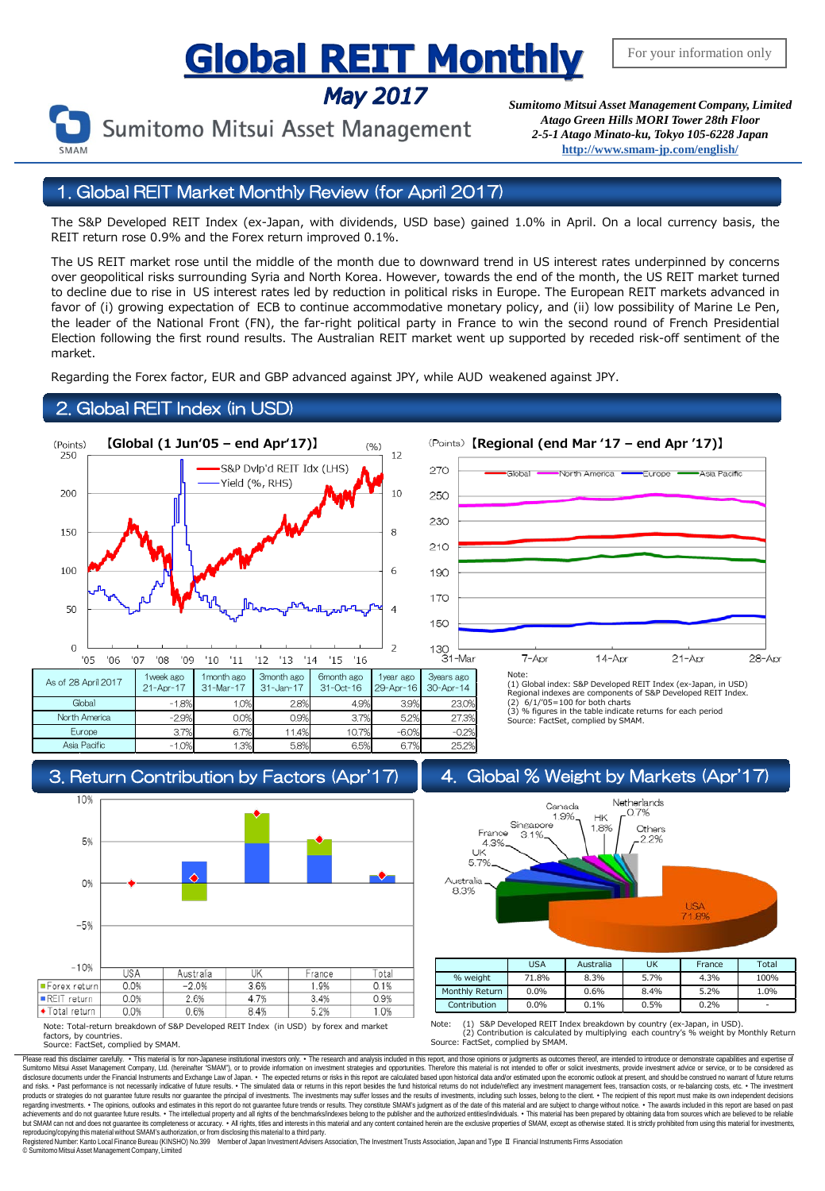# Global REIT Monthly

*May 2017*

For your information only

Sumitomo Mitsui Asset Management

SMAM

***Sumitomo Mitsui Asset Management Company, Limited***
***Atago Green Hills MORI Tower 28th Floor***
***2-5-1 Atago Minato-ku, Tokyo 105-6228 Japan***
**http://www.smam-jp.com/english/**

## 1. Global REIT Market Monthly Review (for April 2017)

The S&P Developed REIT Index (ex-Japan, with dividends, USD base) gained 1.0% in April. On a local currency basis, the REIT return rose 0.9% and the Forex return improved 0.1%.

The US REIT market rose until the middle of the month due to downward trend in US interest rates underpinned by concerns over geopolitical risks surrounding Syria and North Korea. However, towards the end of the month, the US REIT market turned to decline due to rise in US interest rates led by reduction in political risks in Europe. The European REIT markets advanced in favor of (i) growing expectation of ECB to continue accommodative monetary policy, and (ii) low possibility of Marine Le Pen, the leader of the National Front (FN), the far-right political party in France to win the second round of French Presidential Election following the first round results. The Australian REIT market went up supported by receded risk-off sentiment of the market.

Regarding the Forex factor, EUR and GBP advanced against JPY, while AUD weakened against JPY.

## 2. Global REIT Index (in USD)

【Global (1 Jun'05 – end Apr'17)】

(Points) 250 200 150 100 50 0
(%) 12 10 8 6 4 2
'05 '06 '07 '08 '09 '10 '11 '12 '13 '14 '15 '16
S&P Dvlp'd REIT Idx (LHS)
Yield (%, RHS)

【Regional (end Mar '17 – end Apr '17)】

(Points) 270 250 230 210 190 170 150 130
31-Mar 7-Apr 14-Apr 21-Apr 28-Apr
Global, North America, Europe, Asia Pacific

| As of 28 April 2017 | 1week ago 21-Apr-17 | 1month ago 31-Mar-17 | 3month ago 31-Jan-17 | 6month ago 31-Oct-16 | 1year ago 29-Apr-16 | 3years ago 30-Apr-14 |
|---|---|---|---|---|---|---|
| Global | -1.8% | 1.0% | 2.8% | 4.9% | 3.9% | 23.0% |
| North America | -2.9% | 0.0% | 0.9% | 3.7% | 5.2% | 27.3% |
| Europe | 3.7% | 6.7% | 11.4% | 10.7% | -6.0% | -0.2% |
| Asia Pacific | -1.0% | 1.3% | 5.8% | 6.5% | 6.7% | 25.2% |

Note:
(1) Global index: S&P Developed REIT Index (ex-Japan, in USD)
Regional indexes are components of S&P Developed REIT Index.
(2) 6/1/'05=100 for both charts
(3) % figures in the table indicate returns for each period
Source: FactSet, complied by SMAM.

## 3. Return Contribution by Factors (Apr'17)

10% 5% 0% -5% -10%

| | USA | Australia | UK | France | Total |
|---|---|---|---|---|---|
| Forex return | 0.0% | -2.0% | 3.6% | 1.9% | 0.1% |
| REIT return | 0.0% | 2.6% | 4.7% | 3.4% | 0.9% |
| Total return | 0.0% | 0.6% | 8.4% | 5.2% | 1.0% |

Note: Total-return breakdown of S&P Developed REIT Index (in USD) by forex and market factors, by countries.
Source: FactSet, complied by SMAM.

## 4. Global % Weight by Markets (Apr'17)

Canada 1.9%, Netherlands 0.7%, HK 1.8%, Singapore 3.1%, Others 2.2%, France 4.3%, UK 5.7%, Australia 8.3%, USA 71.8%

| | USA | Australia | UK | France | Total |
|---|---|---|---|---|---|
| % weight | 71.8% | 8.3% | 5.7% | 4.3% | 100% |
| Monthly Return | 0.0% | 0.6% | 8.4% | 5.2% | 1.0% |
| Contribution | 0.0% | 0.1% | 0.5% | 0.2% | - |

Note: (1) S&P Developed REIT Index breakdown by country (ex-Japan, in USD).
(2) Contribution is calculated by multiplying each country's % weight by Monthly Return
Source: FactSet, complied by SMAM.

Please read this disclaimer carefully. • This material is for non-Japanese institutional investors only. • The research and analysis included in this report, and those opinions or judgments as outcomes thereof, are intended to introduce or demonstrate capabilities and expertise of Sumitomo Mitsui Asset Management Company, Ltd. (hereinafter "SMAM"), or to provide information on investment strategies and opportunities. Therefore this material is not intended to offer or solicit investments, provide investment advice or service, or to be considered as disclosure documents under the Financial Instruments and Exchange Law of Japan. • The expected returns or risks in this report are calculated based upon historical data and/or estimated upon the economic outlook at present, and should be construed no warrant of future returns and risks. • Past performance is not necessarily indicative of future results. • The simulated data or returns in this report besides the fund historical returns do not include/reflect any investment management fees, transaction costs, or re-balancing costs, etc. • The investment products or strategies do not guarantee future results nor guarantee the principal of investments. The investments may suffer losses and the results of investments, including such losses, belong to the client. • The recipient of this report must make its own independent decisions regarding investments. • The opinions, outlooks and estimates in this report do not guarantee future trends or results. They constitute SMAM's judgment as of the date of this material and are subject to change without notice. • The awards included in this report are based on past achievements and do not guarantee future results. • The intellectual property and all rights of the benchmarks/indexes belong to the publisher and the authorized entities/individuals. • This material has been prepared by obtaining data from sources which are believed to be reliable but SMAM can not and does not guarantee its completeness or accuracy. • All rights, titles and interests in this material and any content contained herein are the exclusive properties of SMAM, except as otherwise stated. It is strictly prohibited from using this material for investments, reproducing/copying this material without SMAM's authorization, or from disclosing this material to a third party.
Registered Number: Kanto Local Finance Bureau (KINSHO) No.399 Member of Japan Investment Advisers Association, The Investment Trusts Association, Japan and Type Ⅱ Financial Instruments Firms Association
© Sumitomo Mitsui Asset Management Company, Limited